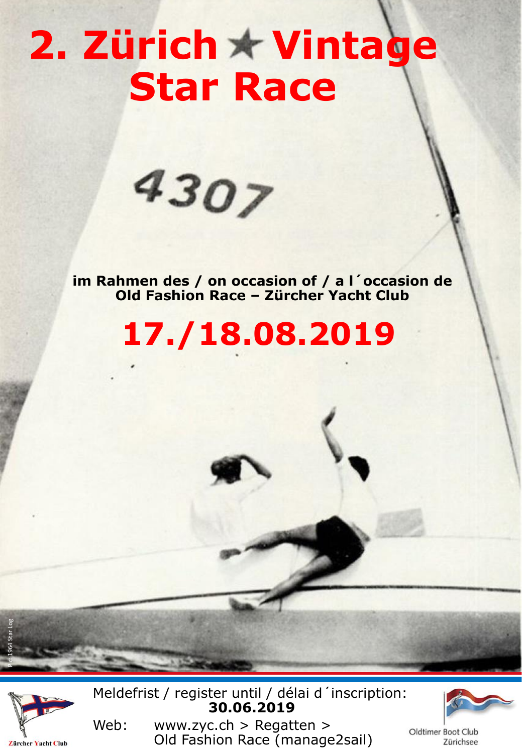# 2. Zürich ★ Vintage Star Race

**im Rahmen des / on occasion of / a l´occasion de**
**Old Fashion Race – Zürcher Yacht Club**

## 17./18.08.2019

Pic 1964 Star Log

Meldefrist / register until / délai d´inscription:
**30.06.2019**

Web: www.zyc.ch > Regatten > Old Fashion Race (manage2sail)

Zürcher Yacht Club

Oldtimer Boot Club Zürichsee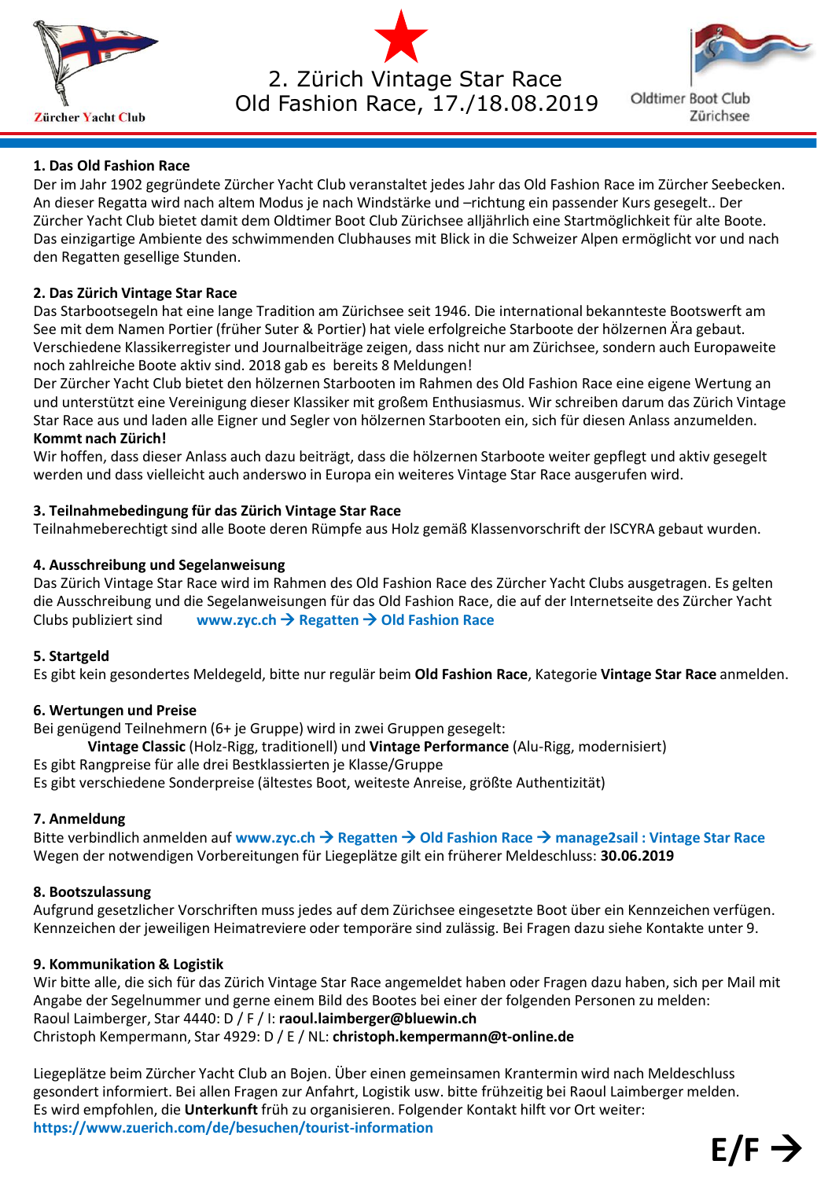Zürcher Yacht Club

# 2. Zürich Vintage Star Race
# Old Fashion Race, 17./18.08.2019

Oldtimer Boot Club Zürichsee

## 1. Das Old Fashion Race

Der im Jahr 1902 gegründete Zürcher Yacht Club veranstaltet jedes Jahr das Old Fashion Race im Zürcher Seebecken. An dieser Regatta wird nach altem Modus je nach Windstärke und –richtung ein passender Kurs gesegelt.. Der Zürcher Yacht Club bietet damit dem Oldtimer Boot Club Zürichsee alljährlich eine Startmöglichkeit für alte Boote. Das einzigartige Ambiente des schwimmenden Clubhauses mit Blick in die Schweizer Alpen ermöglicht vor und nach den Regatten gesellige Stunden.

## 2. Das Zürich Vintage Star Race

Das Starbootsegeln hat eine lange Tradition am Zürichsee seit 1946. Die international bekannteste Bootswerft am See mit dem Namen Portier (früher Suter & Portier) hat viele erfolgreiche Starboote der hölzernen Ära gebaut. Verschiedene Klassikerregister und Journalbeiträge zeigen, dass nicht nur am Zürichsee, sondern auch Europaweite noch zahlreiche Boote aktiv sind. 2018 gab es bereits 8 Meldungen!

Der Zürcher Yacht Club bietet den hölzernen Starbooten im Rahmen des Old Fashion Race eine eigene Wertung an und unterstützt eine Vereinigung dieser Klassiker mit großem Enthusiasmus. Wir schreiben darum das Zürich Vintage Star Race aus und laden alle Eigner und Segler von hölzernen Starbooten ein, sich für diesen Anlass anzumelden.

**Kommt nach Zürich!**

Wir hoffen, dass dieser Anlass auch dazu beiträgt, dass die hölzernen Starboote weiter gepflegt und aktiv gesegelt werden und dass vielleicht auch anderswo in Europa ein weiteres Vintage Star Race ausgerufen wird.

## 3. Teilnahmebedingung für das Zürich Vintage Star Race

Teilnahmeberechtigt sind alle Boote deren Rümpfe aus Holz gemäß Klassenvorschrift der ISCYRA gebaut wurden.

## 4. Ausschreibung und Segelanweisung

Das Zürich Vintage Star Race wird im Rahmen des Old Fashion Race des Zürcher Yacht Clubs ausgetragen. Es gelten die Ausschreibung und die Segelanweisungen für das Old Fashion Race, die auf der Internetseite des Zürcher Yacht Clubs publiziert sind **www.zyc.ch → Regatten → Old Fashion Race**

## 5. Startgeld

Es gibt kein gesondertes Meldegeld, bitte nur regulär beim **Old Fashion Race**, Kategorie **Vintage Star Race** anmelden.

## 6. Wertungen und Preise

Bei genügend Teilnehmern (6+ je Gruppe) wird in zwei Gruppen gesegelt:

**Vintage Classic** (Holz-Rigg, traditionell) und **Vintage Performance** (Alu-Rigg, modernisiert)

Es gibt Rangpreise für alle drei Bestklassierten je Klasse/Gruppe

Es gibt verschiedene Sonderpreise (ältestes Boot, weiteste Anreise, größte Authentizität)

## 7. Anmeldung

Bitte verbindlich anmelden auf **www.zyc.ch → Regatten → Old Fashion Race → manage2sail : Vintage Star Race**

Wegen der notwendigen Vorbereitungen für Liegeplätze gilt ein früherer Meldeschluss: **30.06.2019**

## 8. Bootszulassung

Aufgrund gesetzlicher Vorschriften muss jedes auf dem Zürichsee eingesetzte Boot über ein Kennzeichen verfügen. Kennzeichen der jeweiligen Heimatreviere oder temporäre sind zulässig. Bei Fragen dazu siehe Kontakte unter 9.

## 9. Kommunikation & Logistik

Wir bitte alle, die sich für das Zürich Vintage Star Race angemeldet haben oder Fragen dazu haben, sich per Mail mit Angabe der Segelnummer und gerne einem Bild des Bootes bei einer der folgenden Personen zu melden:

Raoul Laimberger, Star 4440: D / F / I: **raoul.laimberger@bluewin.ch**

Christoph Kempermann, Star 4929: D / E / NL: **christoph.kempermann@t-online.de**

Liegeplätze beim Zürcher Yacht Club an Bojen. Über einen gemeinsamen Krantermin wird nach Meldeschluss gesondert informiert. Bei allen Fragen zur Anfahrt, Logistik usw. bitte frühzeitig bei Raoul Laimberger melden.

Es wird empfohlen, die **Unterkunft** früh zu organisieren. Folgender Kontakt hilft vor Ort weiter:

**https://www.zuerich.com/de/besuchen/tourist-information**

**E/F →**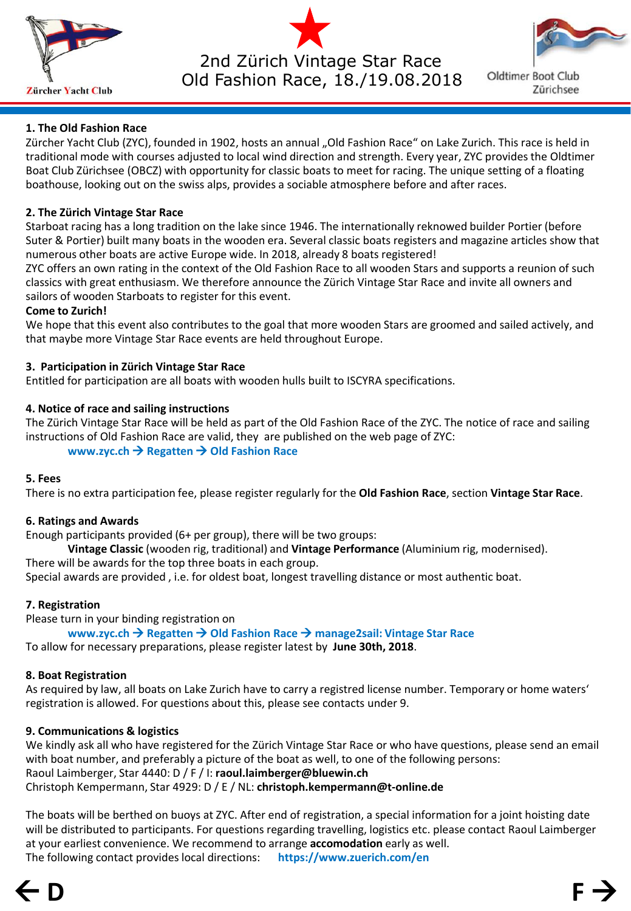Zürcher Yacht Club

# 2nd Zürich Vintage Star Race
# Old Fashion Race, 18./19.08.2018

Oldtimer Boot Club Zürichsee

## 1. The Old Fashion Race

Zürcher Yacht Club (ZYC), founded in 1902, hosts an annual „Old Fashion Race" on Lake Zurich. This race is held in traditional mode with courses adjusted to local wind direction and strength. Every year, ZYC provides the Oldtimer Boat Club Zürichsee (OBCZ) with opportunity for classic boats to meet for racing. The unique setting of a floating boathouse, looking out on the swiss alps, provides a sociable atmosphere before and after races.

## 2. The Zürich Vintage Star Race

Starboat racing has a long tradition on the lake since 1946. The internationally reknowed builder Portier (before Suter & Portier) built many boats in the wooden era. Several classic boats registers and magazine articles show that numerous other boats are active Europe wide. In 2018, already 8 boats registered!

ZYC offers an own rating in the context of the Old Fashion Race to all wooden Stars and supports a reunion of such classics with great enthusiasm. We therefore announce the Zürich Vintage Star Race and invite all owners and sailors of wooden Starboats to register for this event.

**Come to Zurich!**

We hope that this event also contributes to the goal that more wooden Stars are groomed and sailed actively, and that maybe more Vintage Star Race events are held throughout Europe.

## 3. Participation in Zürich Vintage Star Race

Entitled for participation are all boats with wooden hulls built to ISCYRA specifications.

## 4. Notice of race and sailing instructions

The Zürich Vintage Star Race will be held as part of the Old Fashion Race of the ZYC. The notice of race and sailing instructions of Old Fashion Race are valid, they are published on the web page of ZYC:

**www.zyc.ch → Regatten → Old Fashion Race**

## 5. Fees

There is no extra participation fee, please register regularly for the **Old Fashion Race**, section **Vintage Star Race**.

## 6. Ratings and Awards

Enough participants provided (6+ per group), there will be two groups:

**Vintage Classic** (wooden rig, traditional) and **Vintage Performance** (Aluminium rig, modernised).

There will be awards for the top three boats in each group.

Special awards are provided , i.e. for oldest boat, longest travelling distance or most authentic boat.

## 7. Registration

Please turn in your binding registration on

**www.zyc.ch → Regatten → Old Fashion Race → manage2sail: Vintage Star Race**

To allow for necessary preparations, please register latest by **June 30th, 2018**.

## 8. Boat Registration

As required by law, all boats on Lake Zurich have to carry a registred license number. Temporary or home waters' registration is allowed. For questions about this, please see contacts under 9.

## 9. Communications & logistics

We kindly ask all who have registered for the Zürich Vintage Star Race or who have questions, please send an email with boat number, and preferably a picture of the boat as well, to one of the following persons:

Raoul Laimberger, Star 4440: D / F / I: **raoul.laimberger@bluewin.ch**

Christoph Kempermann, Star 4929: D / E / NL: **christoph.kempermann@t-online.de**

The boats will be berthed on buoys at ZYC. After end of registration, a special information for a joint hoisting date will be distributed to participants. For questions regarding travelling, logistics etc. please contact Raoul Laimberger at your earliest convenience. We recommend to arrange **accomodation** early as well.

The following contact provides local directions: **https://www.zuerich.com/en**

← D F →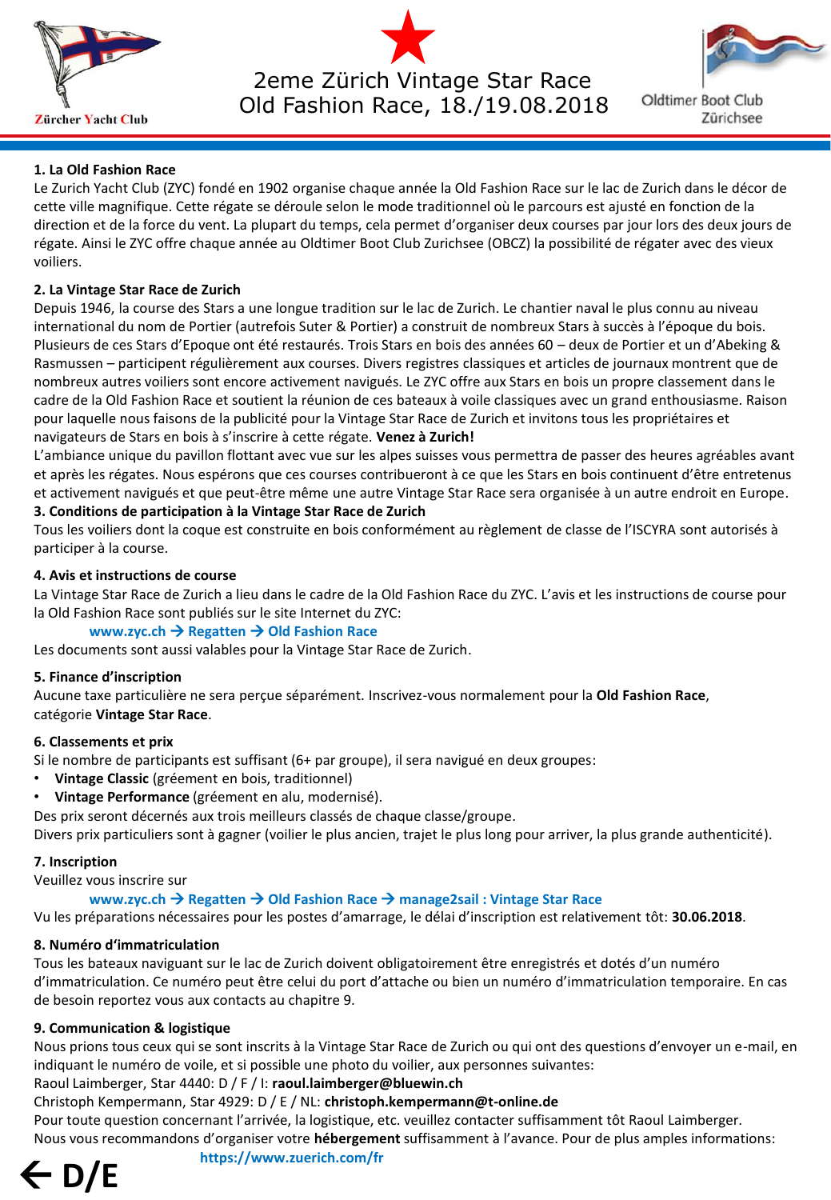Zürcher Yacht Club

# 2eme Zürich Vintage Star Race
# Old Fashion Race, 18./19.08.2018

Oldtimer Boot Club Zürichsee

### 1. La Old Fashion Race

Le Zurich Yacht Club (ZYC) fondé en 1902 organise chaque année la Old Fashion Race sur le lac de Zurich dans le décor de cette ville magnifique. Cette régate se déroule selon le mode traditionnel où le parcours est ajusté en fonction de la direction et de la force du vent. La plupart du temps, cela permet d'organiser deux courses par jour lors des deux jours de régate. Ainsi le ZYC offre chaque année au Oldtimer Boot Club Zurichsee (OBCZ) la possibilité de régater avec des vieux voiliers.

### 2. La Vintage Star Race de Zurich

Depuis 1946, la course des Stars a une longue tradition sur le lac de Zurich. Le chantier naval le plus connu au niveau international du nom de Portier (autrefois Suter & Portier) a construit de nombreux Stars à succès à l'époque du bois. Plusieurs de ces Stars d'Epoque ont été restaurés. Trois Stars en bois des années 60 – deux de Portier et un d'Abeking & Rasmussen – participent régulièrement aux courses. Divers registres classiques et articles de journaux montrent que de nombreux autres voiliers sont encore activement navigués. Le ZYC offre aux Stars en bois un propre classement dans le cadre de la Old Fashion Race et soutient la réunion de ces bateaux à voile classiques avec un grand enthousiasme. Raison pour laquelle nous faisons de la publicité pour la Vintage Star Race de Zurich et invitons tous les propriétaires et navigateurs de Stars en bois à s'inscrire à cette régate. **Venez à Zurich!**

L'ambiance unique du pavillon flottant avec vue sur les alpes suisses vous permettra de passer des heures agréables avant et après les régates. Nous espérons que ces courses contribueront à ce que les Stars en bois continuent d'être entretenus et activement navigués et que peut-être même une autre Vintage Star Race sera organisée à un autre endroit en Europe.

### 3. Conditions de participation à la Vintage Star Race de Zurich

Tous les voiliers dont la coque est construite en bois conformément au règlement de classe de l'ISCYRA sont autorisés à participer à la course.

### 4. Avis et instructions de course

La Vintage Star Race de Zurich a lieu dans le cadre de la Old Fashion Race du ZYC. L'avis et les instructions de course pour la Old Fashion Race sont publiés sur le site Internet du ZYC:

**www.zyc.ch → Regatten → Old Fashion Race**

Les documents sont aussi valables pour la Vintage Star Race de Zurich.

### 5. Finance d'inscription

Aucune taxe particulière ne sera perçue séparément. Inscrivez-vous normalement pour la **Old Fashion Race**, catégorie **Vintage Star Race**.

### 6. Classements et prix

Si le nombre de participants est suffisant (6+ par groupe), il sera navigué en deux groupes:

- **Vintage Classic** (gréement en bois, traditionnel)
- **Vintage Performance** (gréement en alu, modernisé).

Des prix seront décernés aux trois meilleurs classés de chaque classe/groupe.
Divers prix particuliers sont à gagner (voilier le plus ancien, trajet le plus long pour arriver, la plus grande authenticité).

### 7. Inscription

Veuillez vous inscrire sur

**www.zyc.ch → Regatten → Old Fashion Race → manage2sail : Vintage Star Race**

Vu les préparations nécessaires pour les postes d'amarrage, le délai d'inscription est relativement tôt: **30.06.2018**.

### 8. Numéro d'immatriculation

Tous les bateaux naviguant sur le lac de Zurich doivent obligatoirement être enregistrés et dotés d'un numéro d'immatriculation. Ce numéro peut être celui du port d'attache ou bien un numéro d'immatriculation temporaire. En cas de besoin reportez vous aux contacts au chapitre 9.

### 9. Communication & logistique

Nous prions tous ceux qui se sont inscrits à la Vintage Star Race de Zurich ou qui ont des questions d'envoyer un e-mail, en indiquant le numéro de voile, et si possible une photo du voilier, aux personnes suivantes:

Raoul Laimberger, Star 4440: D / F / I: **raoul.laimberger@bluewin.ch**
Christoph Kempermann, Star 4929: D / E / NL: **christoph.kempermann@t-online.de**

Pour toute question concernant l'arrivée, la logistique, etc. veuillez contacter suffisamment tôt Raoul Laimberger.
Nous vous recommandons d'organiser votre **hébergement** suffisamment à l'avance. Pour de plus amples informations: **https://www.zuerich.com/fr**

**← D/E**